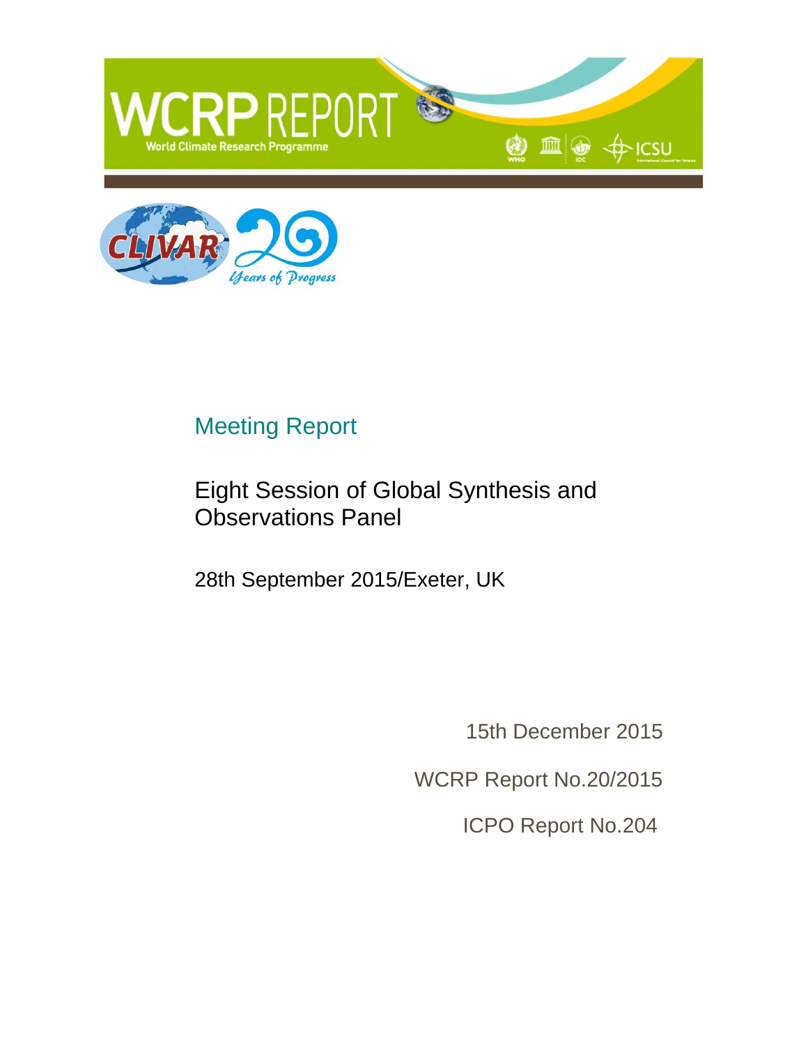WCRP REPORT

World Climate Research Programme

CLIVAR 20 Years of Progress

## Meeting Report

# Eight Session of Global Synthesis and Observations Panel

28th September 2015/Exeter, UK

15th December 2015

WCRP Report No.20/2015

ICPO Report No.204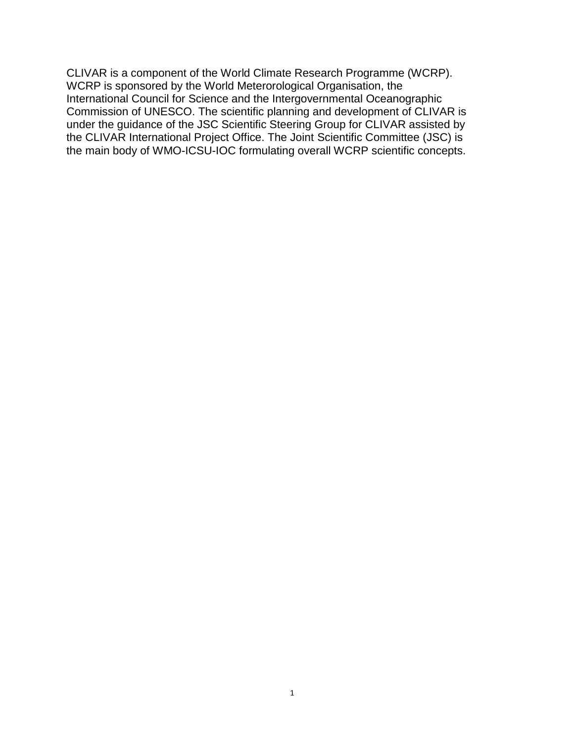CLIVAR is a component of the World Climate Research Programme (WCRP). WCRP is sponsored by the World Meterorological Organisation, the International Council for Science and the Intergovernmental Oceanographic Commission of UNESCO. The scientific planning and development of CLIVAR is under the guidance of the JSC Scientific Steering Group for CLIVAR assisted by the CLIVAR International Project Office. The Joint Scientific Committee (JSC) is the main body of WMO-ICSU-IOC formulating overall WCRP scientific concepts.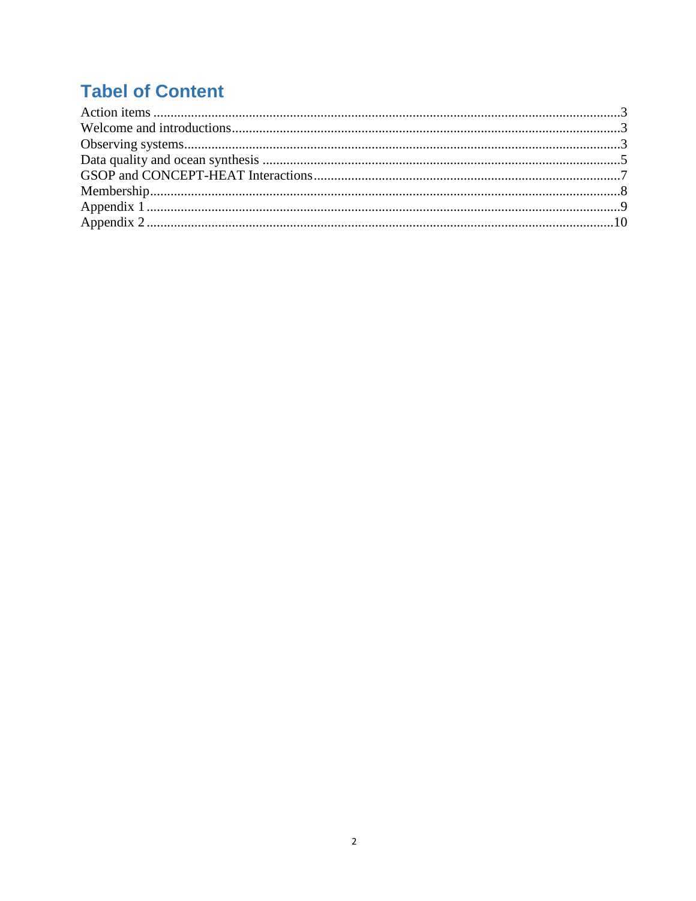## Tabel of Content

Action items ....................................................................................................................3
Welcome and introductions...............................................................................................3
Observing systems.............................................................................................................3
Data quality and ocean synthesis ......................................................................................5
GSOP and CONCEPT-HEAT Interactions........................................................................7
Membership........................................................................................................................8
Appendix 1 .........................................................................................................................9
Appendix 2 .......................................................................................................................10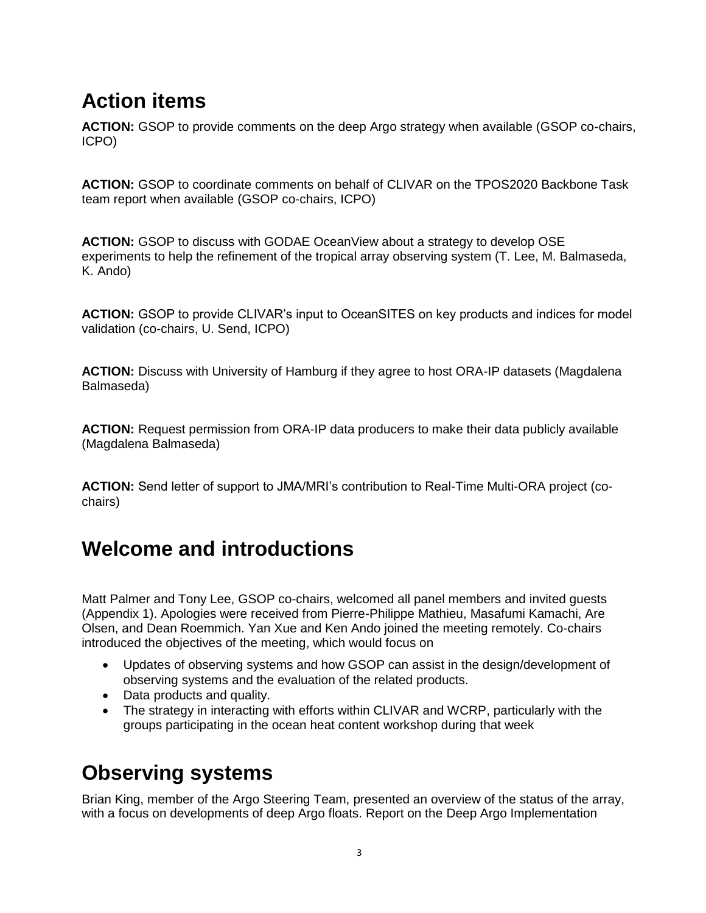# Action items

**ACTION:** GSOP to provide comments on the deep Argo strategy when available (GSOP co-chairs, ICPO)

**ACTION:** GSOP to coordinate comments on behalf of CLIVAR on the TPOS2020 Backbone Task team report when available (GSOP co-chairs, ICPO)

**ACTION:** GSOP to discuss with GODAE OceanView about a strategy to develop OSE experiments to help the refinement of the tropical array observing system (T. Lee, M. Balmaseda, K. Ando)

**ACTION:** GSOP to provide CLIVAR's input to OceanSITES on key products and indices for model validation (co-chairs, U. Send, ICPO)

**ACTION:** Discuss with University of Hamburg if they agree to host ORA-IP datasets (Magdalena Balmaseda)

**ACTION:** Request permission from ORA-IP data producers to make their data publicly available (Magdalena Balmaseda)

**ACTION:** Send letter of support to JMA/MRI's contribution to Real-Time Multi-ORA project (co-chairs)

# Welcome and introductions

Matt Palmer and Tony Lee, GSOP co-chairs, welcomed all panel members and invited guests (Appendix 1). Apologies were received from Pierre-Philippe Mathieu, Masafumi Kamachi, Are Olsen, and Dean Roemmich. Yan Xue and Ken Ando joined the meeting remotely. Co-chairs introduced the objectives of the meeting, which would focus on

- Updates of observing systems and how GSOP can assist in the design/development of observing systems and the evaluation of the related products.
- Data products and quality.
- The strategy in interacting with efforts within CLIVAR and WCRP, particularly with the groups participating in the ocean heat content workshop during that week

# Observing systems

Brian King, member of the Argo Steering Team, presented an overview of the status of the array, with a focus on developments of deep Argo floats. Report on the Deep Argo Implementation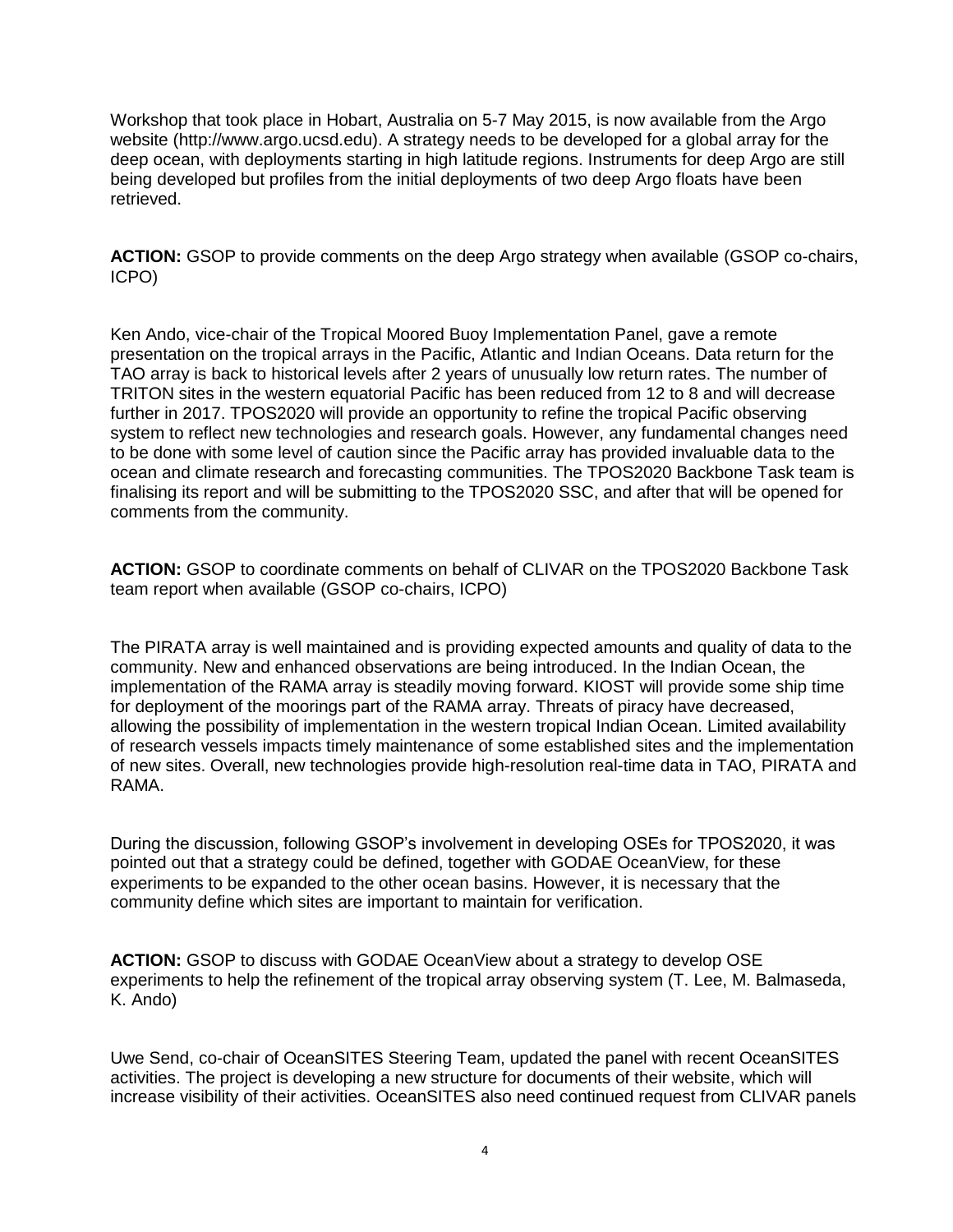Workshop that took place in Hobart, Australia on 5-7 May 2015, is now available from the Argo website (http://www.argo.ucsd.edu). A strategy needs to be developed for a global array for the deep ocean, with deployments starting in high latitude regions. Instruments for deep Argo are still being developed but profiles from the initial deployments of two deep Argo floats have been retrieved.

**ACTION:** GSOP to provide comments on the deep Argo strategy when available (GSOP co-chairs, ICPO)

Ken Ando, vice-chair of the Tropical Moored Buoy Implementation Panel, gave a remote presentation on the tropical arrays in the Pacific, Atlantic and Indian Oceans. Data return for the TAO array is back to historical levels after 2 years of unusually low return rates. The number of TRITON sites in the western equatorial Pacific has been reduced from 12 to 8 and will decrease further in 2017. TPOS2020 will provide an opportunity to refine the tropical Pacific observing system to reflect new technologies and research goals. However, any fundamental changes need to be done with some level of caution since the Pacific array has provided invaluable data to the ocean and climate research and forecasting communities. The TPOS2020 Backbone Task team is finalising its report and will be submitting to the TPOS2020 SSC, and after that will be opened for comments from the community.

**ACTION:** GSOP to coordinate comments on behalf of CLIVAR on the TPOS2020 Backbone Task team report when available (GSOP co-chairs, ICPO)

The PIRATA array is well maintained and is providing expected amounts and quality of data to the community. New and enhanced observations are being introduced. In the Indian Ocean, the implementation of the RAMA array is steadily moving forward. KIOST will provide some ship time for deployment of the moorings part of the RAMA array. Threats of piracy have decreased, allowing the possibility of implementation in the western tropical Indian Ocean. Limited availability of research vessels impacts timely maintenance of some established sites and the implementation of new sites. Overall, new technologies provide high-resolution real-time data in TAO, PIRATA and RAMA.

During the discussion, following GSOP's involvement in developing OSEs for TPOS2020, it was pointed out that a strategy could be defined, together with GODAE OceanView, for these experiments to be expanded to the other ocean basins. However, it is necessary that the community define which sites are important to maintain for verification.

**ACTION:** GSOP to discuss with GODAE OceanView about a strategy to develop OSE experiments to help the refinement of the tropical array observing system (T. Lee, M. Balmaseda, K. Ando)

Uwe Send, co-chair of OceanSITES Steering Team, updated the panel with recent OceanSITES activities. The project is developing a new structure for documents of their website, which will increase visibility of their activities. OceanSITES also need continued request from CLIVAR panels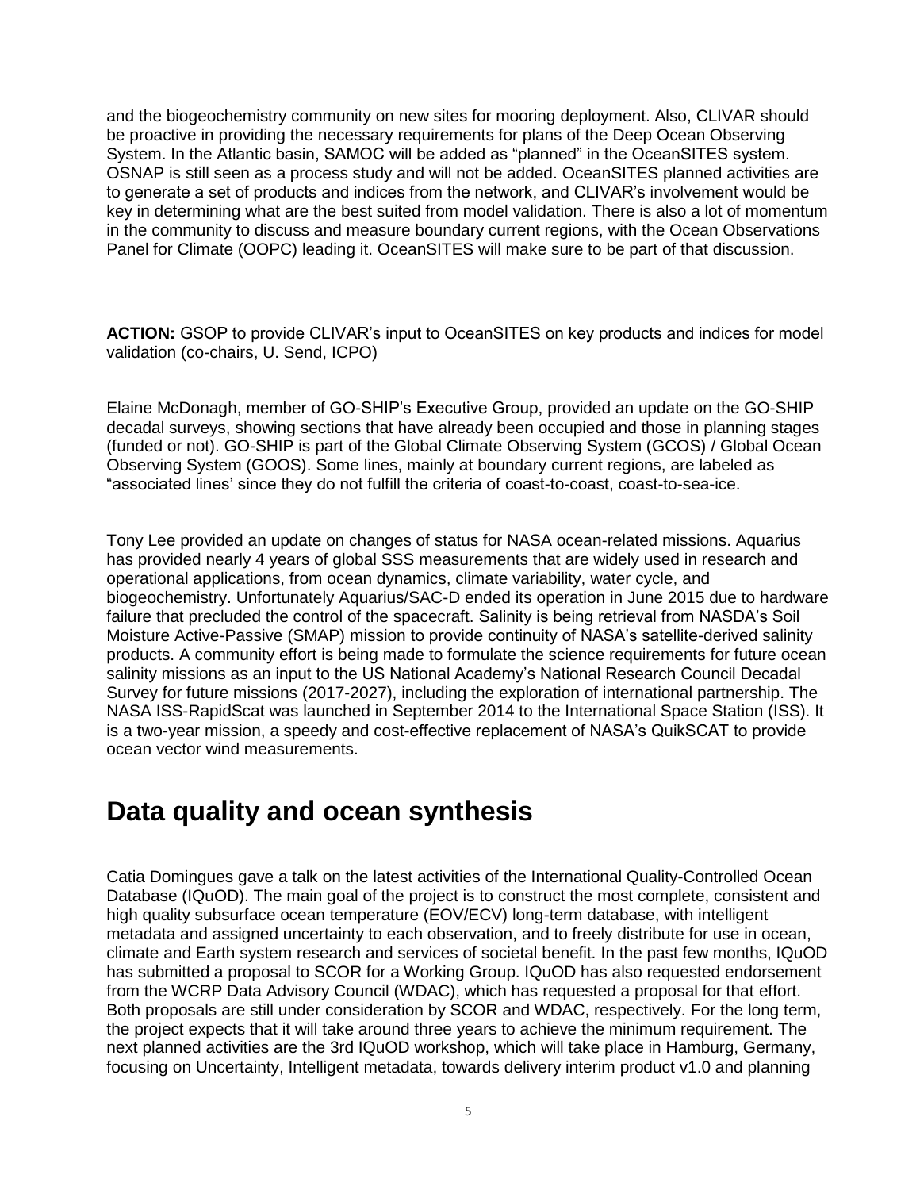and the biogeochemistry community on new sites for mooring deployment. Also, CLIVAR should be proactive in providing the necessary requirements for plans of the Deep Ocean Observing System. In the Atlantic basin, SAMOC will be added as "planned" in the OceanSITES system. OSNAP is still seen as a process study and will not be added. OceanSITES planned activities are to generate a set of products and indices from the network, and CLIVAR's involvement would be key in determining what are the best suited from model validation. There is also a lot of momentum in the community to discuss and measure boundary current regions, with the Ocean Observations Panel for Climate (OOPC) leading it. OceanSITES will make sure to be part of that discussion.

**ACTION:** GSOP to provide CLIVAR's input to OceanSITES on key products and indices for model validation (co-chairs, U. Send, ICPO)

Elaine McDonagh, member of GO-SHIP's Executive Group, provided an update on the GO-SHIP decadal surveys, showing sections that have already been occupied and those in planning stages (funded or not). GO-SHIP is part of the Global Climate Observing System (GCOS) / Global Ocean Observing System (GOOS). Some lines, mainly at boundary current regions, are labeled as "associated lines' since they do not fulfill the criteria of coast-to-coast, coast-to-sea-ice.

Tony Lee provided an update on changes of status for NASA ocean-related missions. Aquarius has provided nearly 4 years of global SSS measurements that are widely used in research and operational applications, from ocean dynamics, climate variability, water cycle, and biogeochemistry. Unfortunately Aquarius/SAC-D ended its operation in June 2015 due to hardware failure that precluded the control of the spacecraft. Salinity is being retrieval from NASDA's Soil Moisture Active-Passive (SMAP) mission to provide continuity of NASA's satellite-derived salinity products. A community effort is being made to formulate the science requirements for future ocean salinity missions as an input to the US National Academy's National Research Council Decadal Survey for future missions (2017-2027), including the exploration of international partnership. The NASA ISS-RapidScat was launched in September 2014 to the International Space Station (ISS). It is a two-year mission, a speedy and cost-effective replacement of NASA's QuikSCAT to provide ocean vector wind measurements.

# Data quality and ocean synthesis

Catia Domingues gave a talk on the latest activities of the International Quality-Controlled Ocean Database (IQuOD). The main goal of the project is to construct the most complete, consistent and high quality subsurface ocean temperature (EOV/ECV) long-term database, with intelligent metadata and assigned uncertainty to each observation, and to freely distribute for use in ocean, climate and Earth system research and services of societal benefit. In the past few months, IQuOD has submitted a proposal to SCOR for a Working Group. IQuOD has also requested endorsement from the WCRP Data Advisory Council (WDAC), which has requested a proposal for that effort. Both proposals are still under consideration by SCOR and WDAC, respectively. For the long term, the project expects that it will take around three years to achieve the minimum requirement. The next planned activities are the 3rd IQuOD workshop, which will take place in Hamburg, Germany, focusing on Uncertainty, Intelligent metadata, towards delivery interim product v1.0 and planning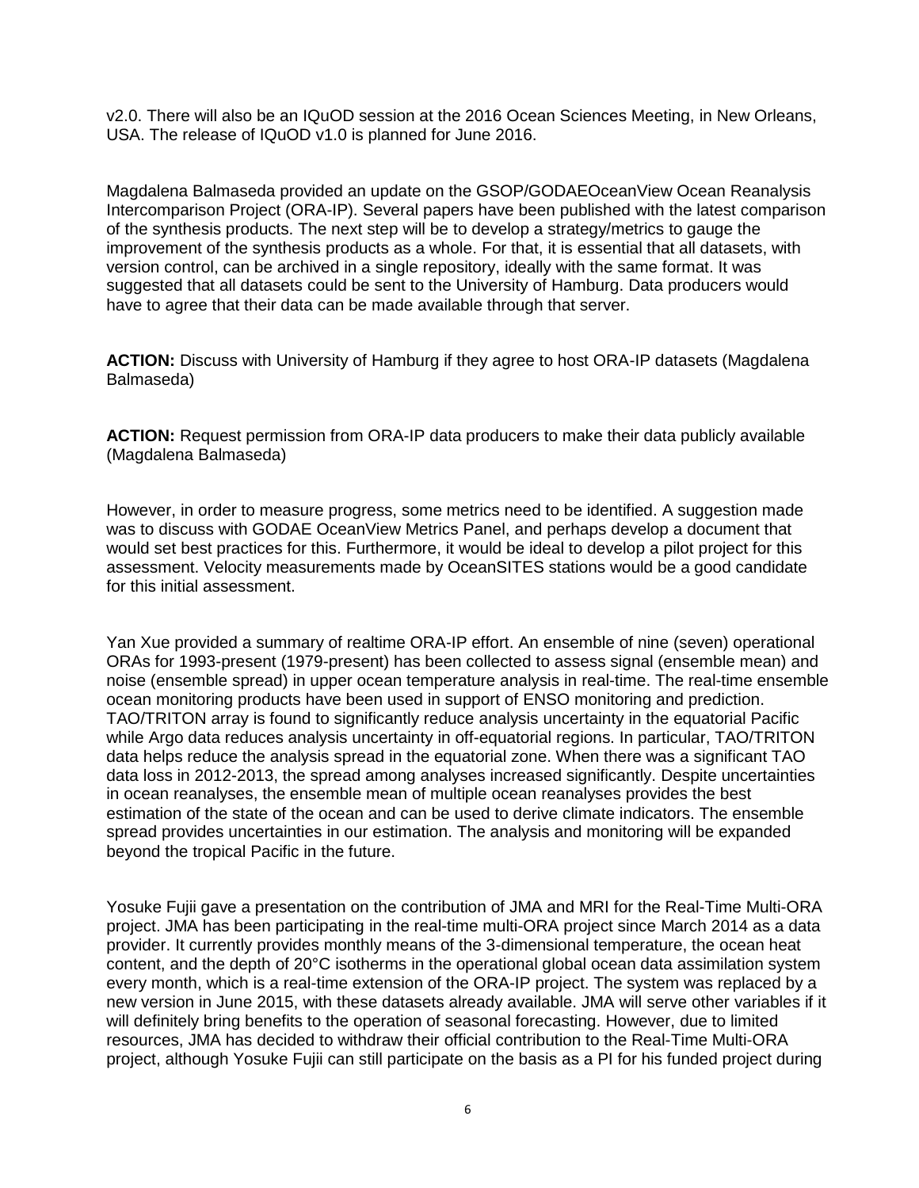v2.0. There will also be an IQuOD session at the 2016 Ocean Sciences Meeting, in New Orleans, USA. The release of IQuOD v1.0 is planned for June 2016.

Magdalena Balmaseda provided an update on the GSOP/GODAEOceanView Ocean Reanalysis Intercomparison Project (ORA-IP). Several papers have been published with the latest comparison of the synthesis products. The next step will be to develop a strategy/metrics to gauge the improvement of the synthesis products as a whole. For that, it is essential that all datasets, with version control, can be archived in a single repository, ideally with the same format. It was suggested that all datasets could be sent to the University of Hamburg. Data producers would have to agree that their data can be made available through that server.

**ACTION:** Discuss with University of Hamburg if they agree to host ORA-IP datasets (Magdalena Balmaseda)

**ACTION:** Request permission from ORA-IP data producers to make their data publicly available (Magdalena Balmaseda)

However, in order to measure progress, some metrics need to be identified. A suggestion made was to discuss with GODAE OceanView Metrics Panel, and perhaps develop a document that would set best practices for this. Furthermore, it would be ideal to develop a pilot project for this assessment. Velocity measurements made by OceanSITES stations would be a good candidate for this initial assessment.

Yan Xue provided a summary of realtime ORA-IP effort. An ensemble of nine (seven) operational ORAs for 1993-present (1979-present) has been collected to assess signal (ensemble mean) and noise (ensemble spread) in upper ocean temperature analysis in real-time. The real-time ensemble ocean monitoring products have been used in support of ENSO monitoring and prediction. TAO/TRITON array is found to significantly reduce analysis uncertainty in the equatorial Pacific while Argo data reduces analysis uncertainty in off-equatorial regions. In particular, TAO/TRITON data helps reduce the analysis spread in the equatorial zone. When there was a significant TAO data loss in 2012-2013, the spread among analyses increased significantly. Despite uncertainties in ocean reanalyses, the ensemble mean of multiple ocean reanalyses provides the best estimation of the state of the ocean and can be used to derive climate indicators. The ensemble spread provides uncertainties in our estimation. The analysis and monitoring will be expanded beyond the tropical Pacific in the future.

Yosuke Fujii gave a presentation on the contribution of JMA and MRI for the Real-Time Multi-ORA project. JMA has been participating in the real-time multi-ORA project since March 2014 as a data provider. It currently provides monthly means of the 3-dimensional temperature, the ocean heat content, and the depth of 20°C isotherms in the operational global ocean data assimilation system every month, which is a real-time extension of the ORA-IP project. The system was replaced by a new version in June 2015, with these datasets already available. JMA will serve other variables if it will definitely bring benefits to the operation of seasonal forecasting. However, due to limited resources, JMA has decided to withdraw their official contribution to the Real-Time Multi-ORA project, although Yosuke Fujii can still participate on the basis as a PI for his funded project during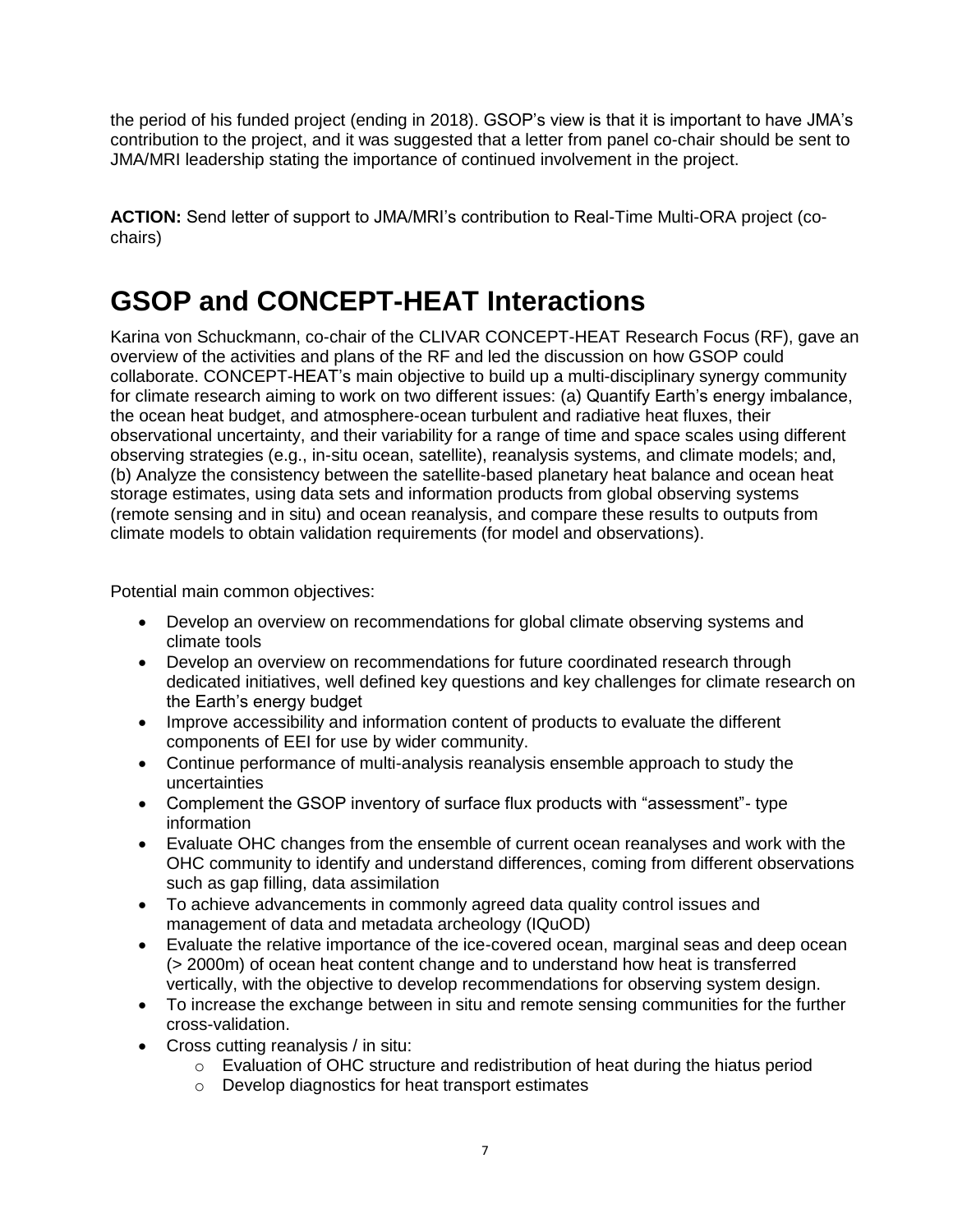the period of his funded project (ending in 2018). GSOP's view is that it is important to have JMA's contribution to the project, and it was suggested that a letter from panel co-chair should be sent to JMA/MRI leadership stating the importance of continued involvement in the project.

**ACTION:** Send letter of support to JMA/MRI's contribution to Real-Time Multi-ORA project (co-chairs)

# GSOP and CONCEPT-HEAT Interactions

Karina von Schuckmann, co-chair of the CLIVAR CONCEPT-HEAT Research Focus (RF), gave an overview of the activities and plans of the RF and led the discussion on how GSOP could collaborate. CONCEPT-HEAT's main objective to build up a multi-disciplinary synergy community for climate research aiming to work on two different issues: (a) Quantify Earth's energy imbalance, the ocean heat budget, and atmosphere-ocean turbulent and radiative heat fluxes, their observational uncertainty, and their variability for a range of time and space scales using different observing strategies (e.g., in-situ ocean, satellite), reanalysis systems, and climate models; and, (b) Analyze the consistency between the satellite-based planetary heat balance and ocean heat storage estimates, using data sets and information products from global observing systems (remote sensing and in situ) and ocean reanalysis, and compare these results to outputs from climate models to obtain validation requirements (for model and observations).

Potential main common objectives:

- Develop an overview on recommendations for global climate observing systems and climate tools
- Develop an overview on recommendations for future coordinated research through dedicated initiatives, well defined key questions and key challenges for climate research on the Earth's energy budget
- Improve accessibility and information content of products to evaluate the different components of EEI for use by wider community.
- Continue performance of multi-analysis reanalysis ensemble approach to study the uncertainties
- Complement the GSOP inventory of surface flux products with "assessment"- type information
- Evaluate OHC changes from the ensemble of current ocean reanalyses and work with the OHC community to identify and understand differences, coming from different observations such as gap filling, data assimilation
- To achieve advancements in commonly agreed data quality control issues and management of data and metadata archeology (IQuOD)
- Evaluate the relative importance of the ice-covered ocean, marginal seas and deep ocean (> 2000m) of ocean heat content change and to understand how heat is transferred vertically, with the objective to develop recommendations for observing system design.
- To increase the exchange between in situ and remote sensing communities for the further cross-validation.
- Cross cutting reanalysis / in situ:
  - Evaluation of OHC structure and redistribution of heat during the hiatus period
  - Develop diagnostics for heat transport estimates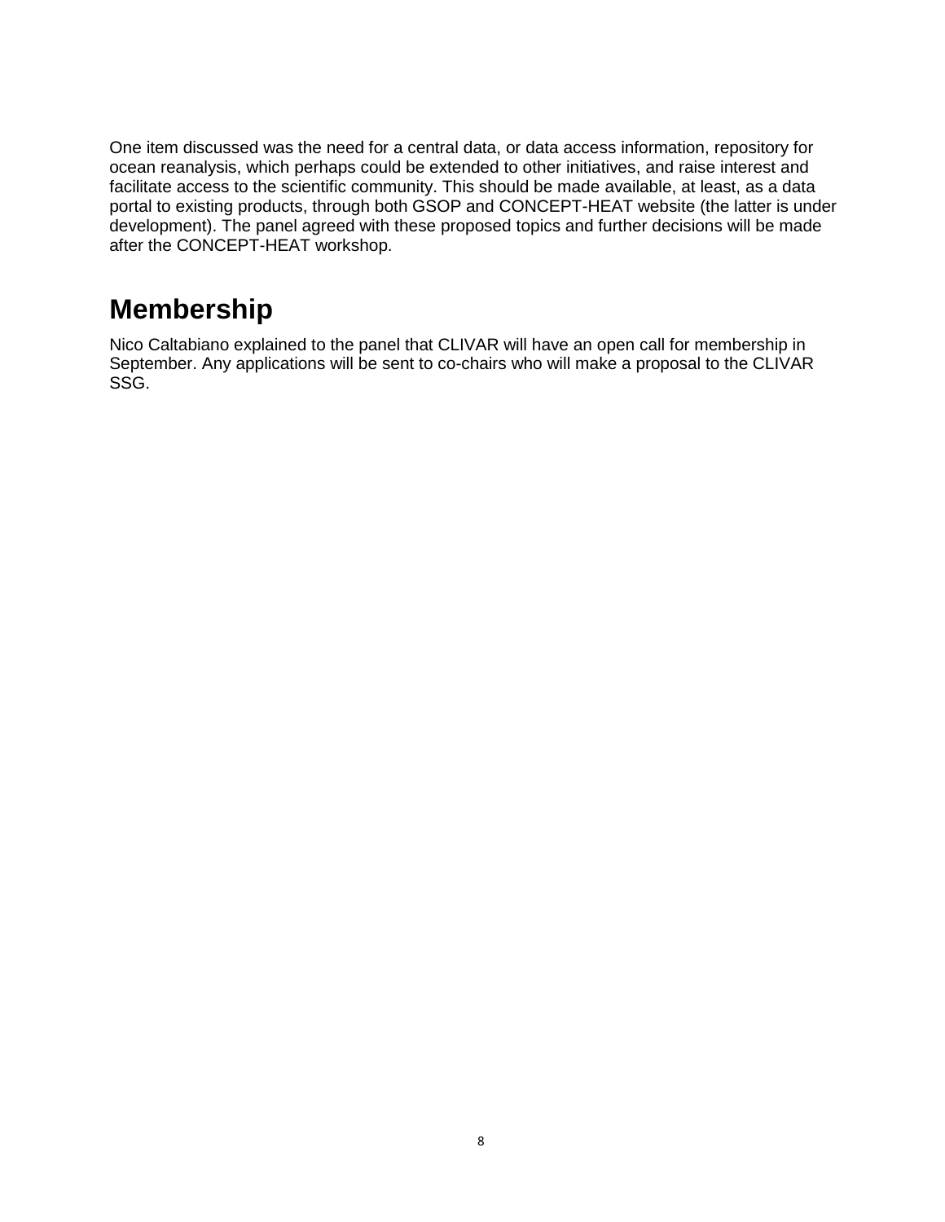One item discussed was the need for a central data, or data access information, repository for ocean reanalysis, which perhaps could be extended to other initiatives, and raise interest and facilitate access to the scientific community. This should be made available, at least, as a data portal to existing products, through both GSOP and CONCEPT-HEAT website (the latter is under development). The panel agreed with these proposed topics and further decisions will be made after the CONCEPT-HEAT workshop.

# Membership

Nico Caltabiano explained to the panel that CLIVAR will have an open call for membership in September. Any applications will be sent to co-chairs who will make a proposal to the CLIVAR SSG.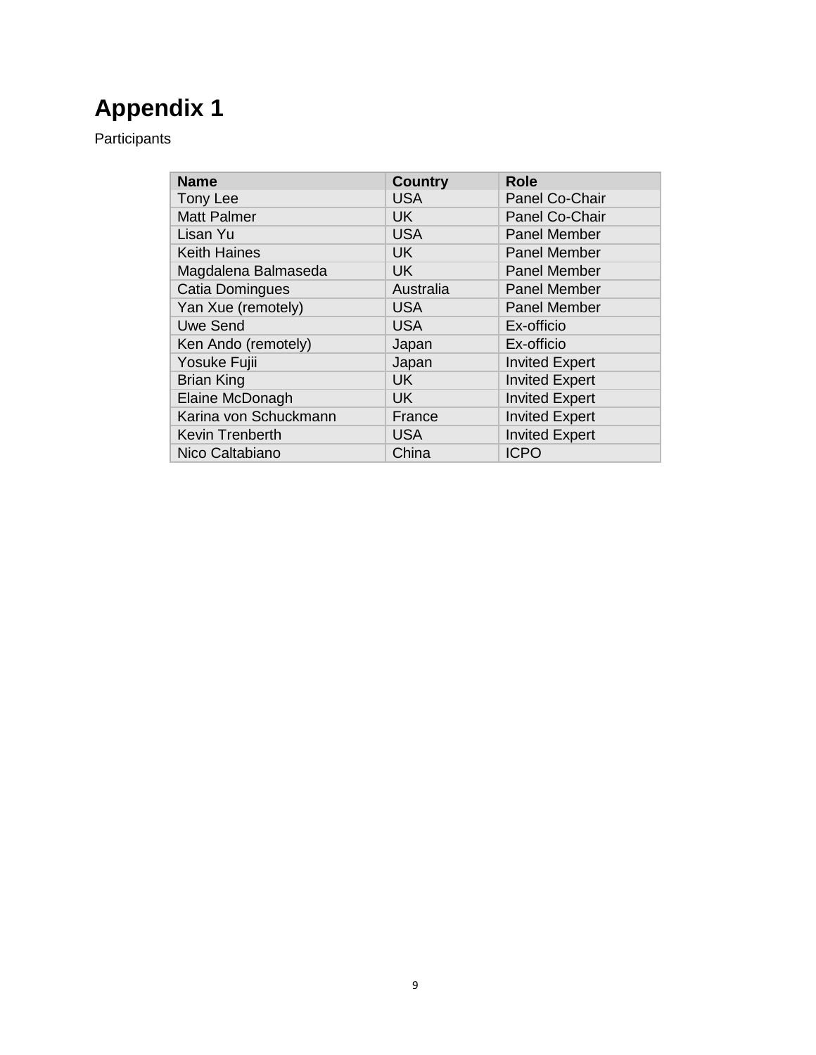# Appendix 1

Participants

| Name | Country | Role |
|---|---|---|
| Tony Lee | USA | Panel Co-Chair |
| Matt Palmer | UK | Panel Co-Chair |
| Lisan Yu | USA | Panel Member |
| Keith Haines | UK | Panel Member |
| Magdalena Balmaseda | UK | Panel Member |
| Catia Domingues | Australia | Panel Member |
| Yan Xue (remotely) | USA | Panel Member |
| Uwe Send | USA | Ex-officio |
| Ken Ando (remotely) | Japan | Ex-officio |
| Yosuke Fujii | Japan | Invited Expert |
| Brian King | UK | Invited Expert |
| Elaine McDonagh | UK | Invited Expert |
| Karina von Schuckmann | France | Invited Expert |
| Kevin Trenberth | USA | Invited Expert |
| Nico Caltabiano | China | ICPO |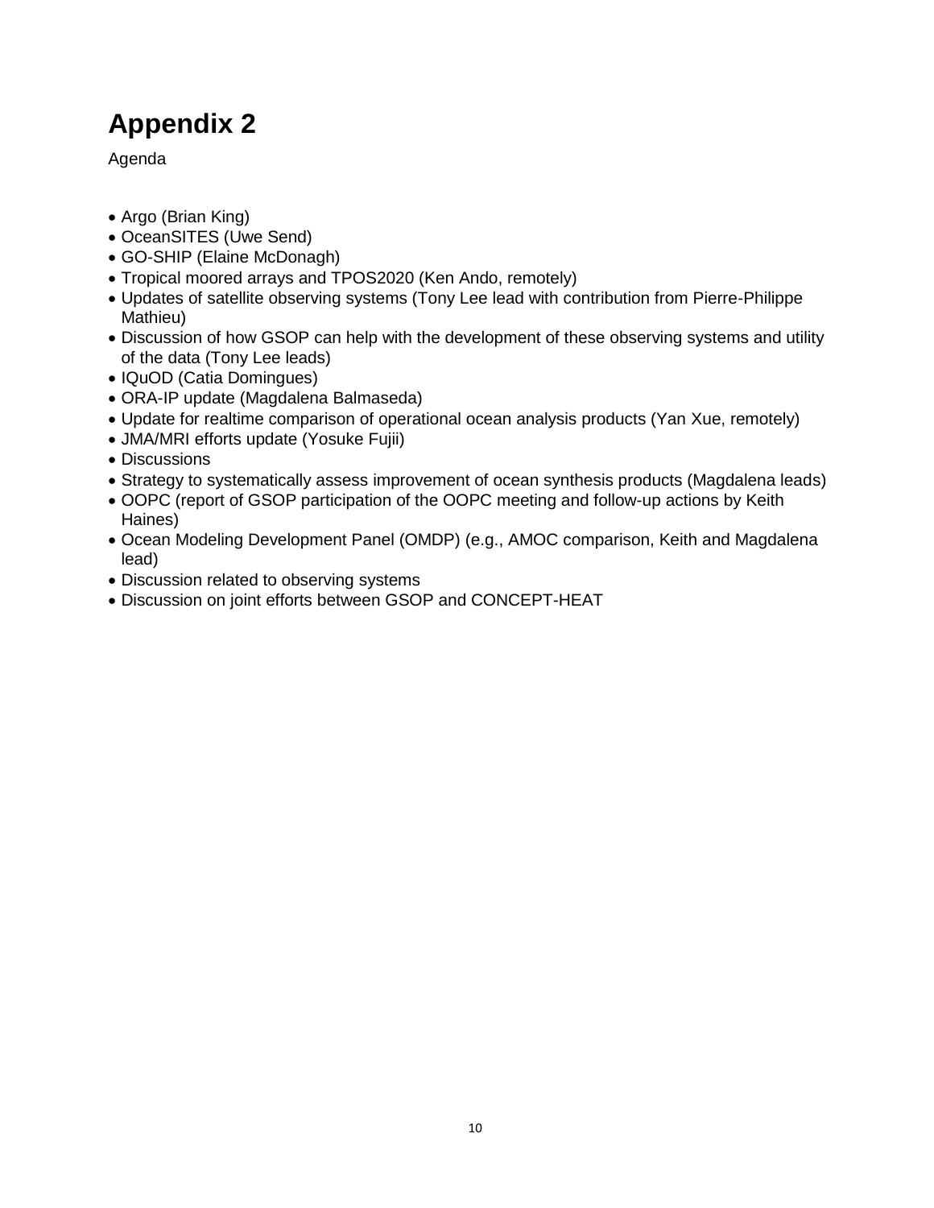# Appendix 2

Agenda

- Argo (Brian King)
- OceanSITES (Uwe Send)
- GO-SHIP (Elaine McDonagh)
- Tropical moored arrays and TPOS2020 (Ken Ando, remotely)
- Updates of satellite observing systems (Tony Lee lead with contribution from Pierre-Philippe Mathieu)
- Discussion of how GSOP can help with the development of these observing systems and utility of the data (Tony Lee leads)
- IQuOD (Catia Domingues)
- ORA-IP update (Magdalena Balmaseda)
- Update for realtime comparison of operational ocean analysis products (Yan Xue, remotely)
- JMA/MRI efforts update (Yosuke Fujii)
- Discussions
- Strategy to systematically assess improvement of ocean synthesis products (Magdalena leads)
- OOPC (report of GSOP participation of the OOPC meeting and follow-up actions by Keith Haines)
- Ocean Modeling Development Panel (OMDP) (e.g., AMOC comparison, Keith and Magdalena lead)
- Discussion related to observing systems
- Discussion on joint efforts between GSOP and CONCEPT-HEAT